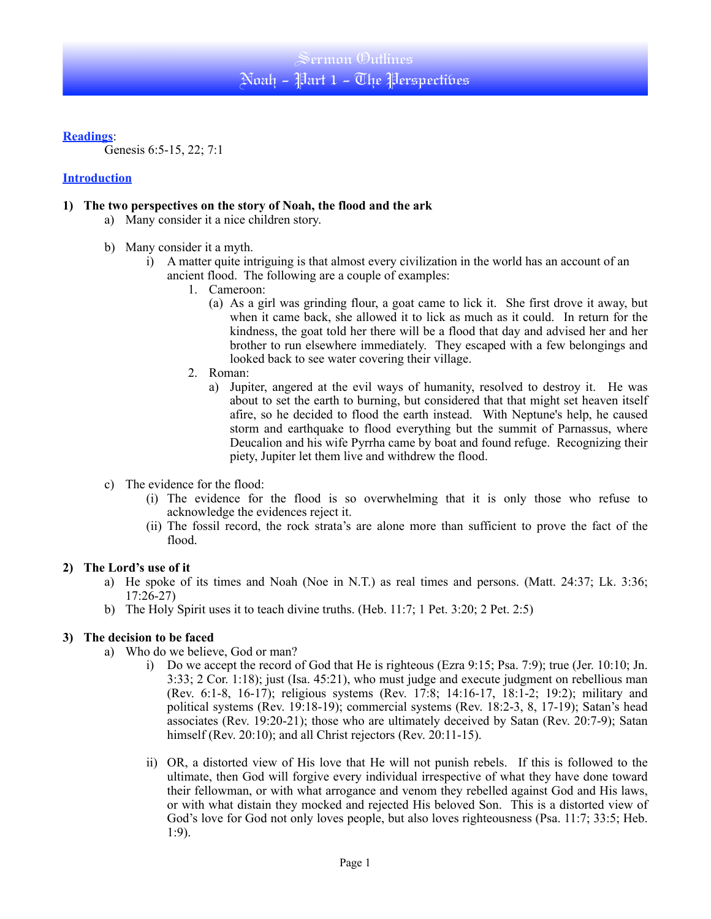# Sermon Outlines
## Noah - Part 1 - The Perspectives

**Readings**:

Genesis 6:5-15, 22; 7:1

**Introduction**

**1) The two perspectives on the story of Noah, the flood and the ark**

a) Many consider it a nice children story.

b) Many consider it a myth.

i) A matter quite intriguing is that almost every civilization in the world has an account of an ancient flood. The following are a couple of examples:

1. Cameroon:

(a) As a girl was grinding flour, a goat came to lick it. She first drove it away, but when it came back, she allowed it to lick as much as it could. In return for the kindness, the goat told her there will be a flood that day and advised her and her brother to run elsewhere immediately. They escaped with a few belongings and looked back to see water covering their village.

2. Roman:

a) Jupiter, angered at the evil ways of humanity, resolved to destroy it. He was about to set the earth to burning, but considered that that might set heaven itself afire, so he decided to flood the earth instead. With Neptune's help, he caused storm and earthquake to flood everything but the summit of Parnassus, where Deucalion and his wife Pyrrha came by boat and found refuge. Recognizing their piety, Jupiter let them live and withdrew the flood.

c) The evidence for the flood:

(i) The evidence for the flood is so overwhelming that it is only those who refuse to acknowledge the evidences reject it.

(ii) The fossil record, the rock strata's are alone more than sufficient to prove the fact of the flood.

**2) The Lord's use of it**

a) He spoke of its times and Noah (Noe in N.T.) as real times and persons. (Matt. 24:37; Lk. 3:36; 17:26-27)

b) The Holy Spirit uses it to teach divine truths. (Heb. 11:7; 1 Pet. 3:20; 2 Pet. 2:5)

**3) The decision to be faced**

a) Who do we believe, God or man?

i) Do we accept the record of God that He is righteous (Ezra 9:15; Psa. 7:9); true (Jer. 10:10; Jn. 3:33; 2 Cor. 1:18); just (Isa. 45:21), who must judge and execute judgment on rebellious man (Rev. 6:1-8, 16-17); religious systems (Rev. 17:8; 14:16-17, 18:1-2; 19:2); military and political systems (Rev. 19:18-19); commercial systems (Rev. 18:2-3, 8, 17-19); Satan's head associates (Rev. 19:20-21); those who are ultimately deceived by Satan (Rev. 20:7-9); Satan himself (Rev. 20:10); and all Christ rejectors (Rev. 20:11-15).

ii) OR, a distorted view of His love that He will not punish rebels. If this is followed to the ultimate, then God will forgive every individual irrespective of what they have done toward their fellowman, or with what arrogance and venom they rebelled against God and His laws, or with what distain they mocked and rejected His beloved Son. This is a distorted view of God's love for God not only loves people, but also loves righteousness (Psa. 11:7; 33:5; Heb. 1:9).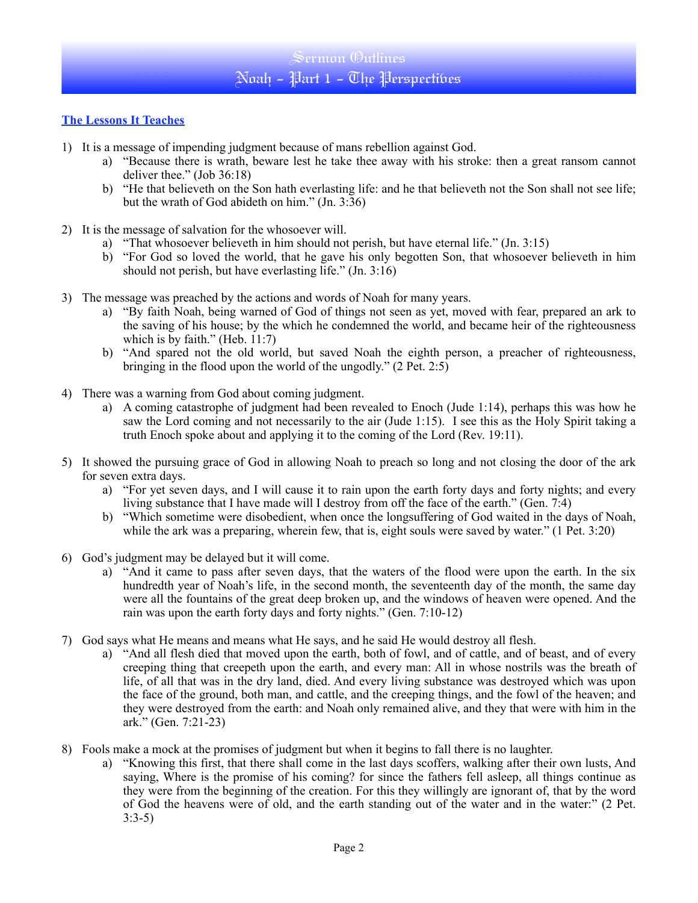# Sermon Outlines
## Noah - Part 1 - The Perspectives

### The Lessons It Teaches

1) It is a message of impending judgment because of mans rebellion against God.
   a) "Because there is wrath, beware lest he take thee away with his stroke: then a great ransom cannot deliver thee." (Job 36:18)
   b) "He that believeth on the Son hath everlasting life: and he that believeth not the Son shall not see life; but the wrath of God abideth on him." (Jn. 3:36)

2) It is the message of salvation for the whosoever will.
   a) "That whosoever believeth in him should not perish, but have eternal life." (Jn. 3:15)
   b) "For God so loved the world, that he gave his only begotten Son, that whosoever believeth in him should not perish, but have everlasting life." (Jn. 3:16)

3) The message was preached by the actions and words of Noah for many years.
   a) "By faith Noah, being warned of God of things not seen as yet, moved with fear, prepared an ark to the saving of his house; by the which he condemned the world, and became heir of the righteousness which is by faith." (Heb. 11:7)
   b) "And spared not the old world, but saved Noah the eighth person, a preacher of righteousness, bringing in the flood upon the world of the ungodly." (2 Pet. 2:5)

4) There was a warning from God about coming judgment.
   a) A coming catastrophe of judgment had been revealed to Enoch (Jude 1:14), perhaps this was how he saw the Lord coming and not necessarily to the air (Jude 1:15). I see this as the Holy Spirit taking a truth Enoch spoke about and applying it to the coming of the Lord (Rev. 19:11).

5) It showed the pursuing grace of God in allowing Noah to preach so long and not closing the door of the ark for seven extra days.
   a) "For yet seven days, and I will cause it to rain upon the earth forty days and forty nights; and every living substance that I have made will I destroy from off the face of the earth." (Gen. 7:4)
   b) "Which sometime were disobedient, when once the longsuffering of God waited in the days of Noah, while the ark was a preparing, wherein few, that is, eight souls were saved by water." (1 Pet. 3:20)

6) God's judgment may be delayed but it will come.
   a) "And it came to pass after seven days, that the waters of the flood were upon the earth. In the six hundredth year of Noah's life, in the second month, the seventeenth day of the month, the same day were all the fountains of the great deep broken up, and the windows of heaven were opened. And the rain was upon the earth forty days and forty nights." (Gen. 7:10-12)

7) God says what He means and means what He says, and he said He would destroy all flesh.
   a) "And all flesh died that moved upon the earth, both of fowl, and of cattle, and of beast, and of every creeping thing that creepeth upon the earth, and every man: All in whose nostrils was the breath of life, of all that was in the dry land, died. And every living substance was destroyed which was upon the face of the ground, both man, and cattle, and the creeping things, and the fowl of the heaven; and they were destroyed from the earth: and Noah only remained alive, and they that were with him in the ark." (Gen. 7:21-23)

8) Fools make a mock at the promises of judgment but when it begins to fall there is no laughter.
   a) "Knowing this first, that there shall come in the last days scoffers, walking after their own lusts, And saying, Where is the promise of his coming? for since the fathers fell asleep, all things continue as they were from the beginning of the creation. For this they willingly are ignorant of, that by the word of God the heavens were of old, and the earth standing out of the water and in the water:" (2 Pet. 3:3-5)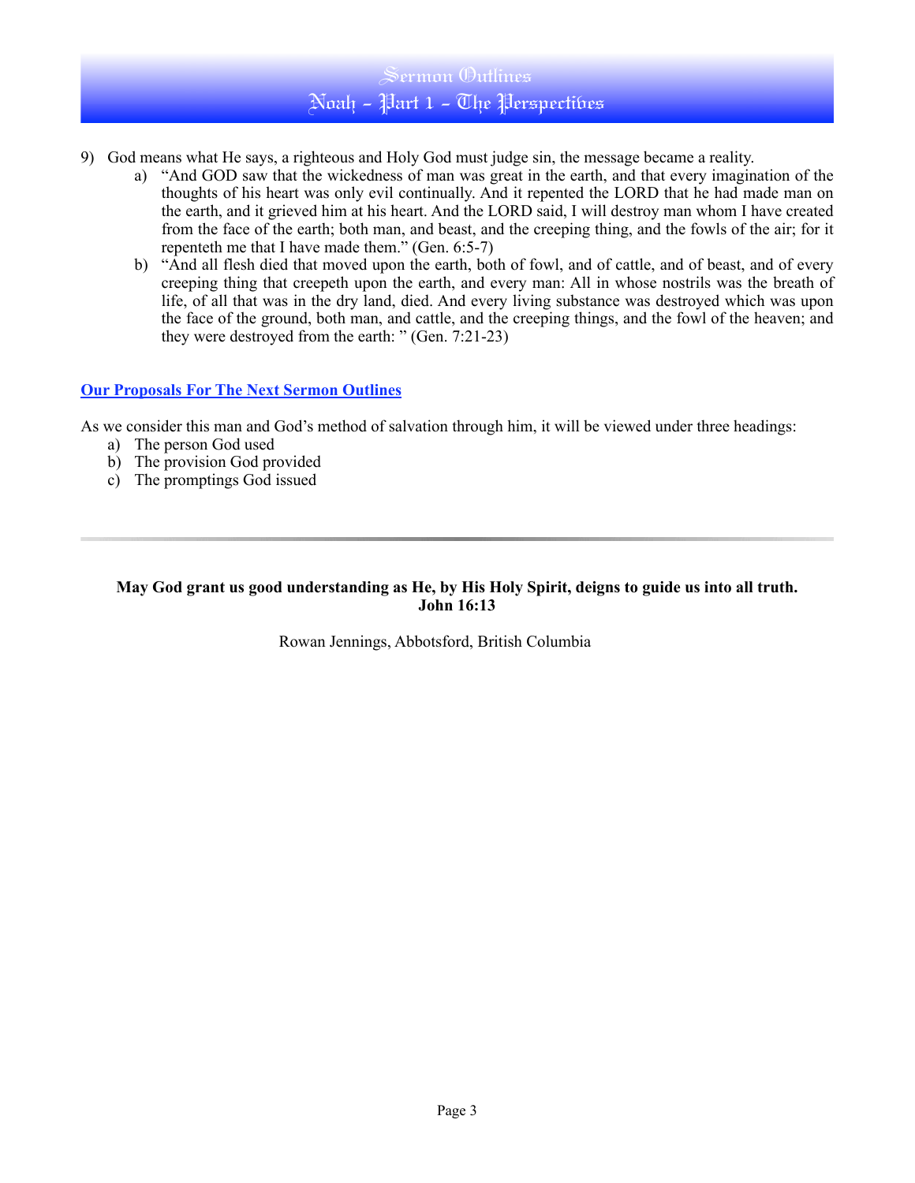9) God means what He says, a righteous and Holy God must judge sin, the message became a reality.
   a) “And GOD saw that the wickedness of man was great in the earth, and that every imagination of the thoughts of his heart was only evil continually. And it repented the LORD that he had made man on the earth, and it grieved him at his heart. And the LORD said, I will destroy man whom I have created from the face of the earth; both man, and beast, and the creeping thing, and the fowls of the air; for it repenteth me that I have made them.” (Gen. 6:5-7)
   b) “And all flesh died that moved upon the earth, both of fowl, and of cattle, and of beast, and of every creeping thing that creepeth upon the earth, and every man: All in whose nostrils was the breath of life, of all that was in the dry land, died. And every living substance was destroyed which was upon the face of the ground, both man, and cattle, and the creeping things, and the fowl of the heaven; and they were destroyed from the earth: ” (Gen. 7:21-23)

**Our Proposals For The Next Sermon Outlines**

As we consider this man and God’s method of salvation through him, it will be viewed under three headings:

a) The person God used
b) The provision God provided
c) The promptings God issued

---

**May God grant us good understanding as He, by His Holy Spirit, deigns to guide us into all truth. John 16:13**

Rowan Jennings, Abbotsford, British Columbia